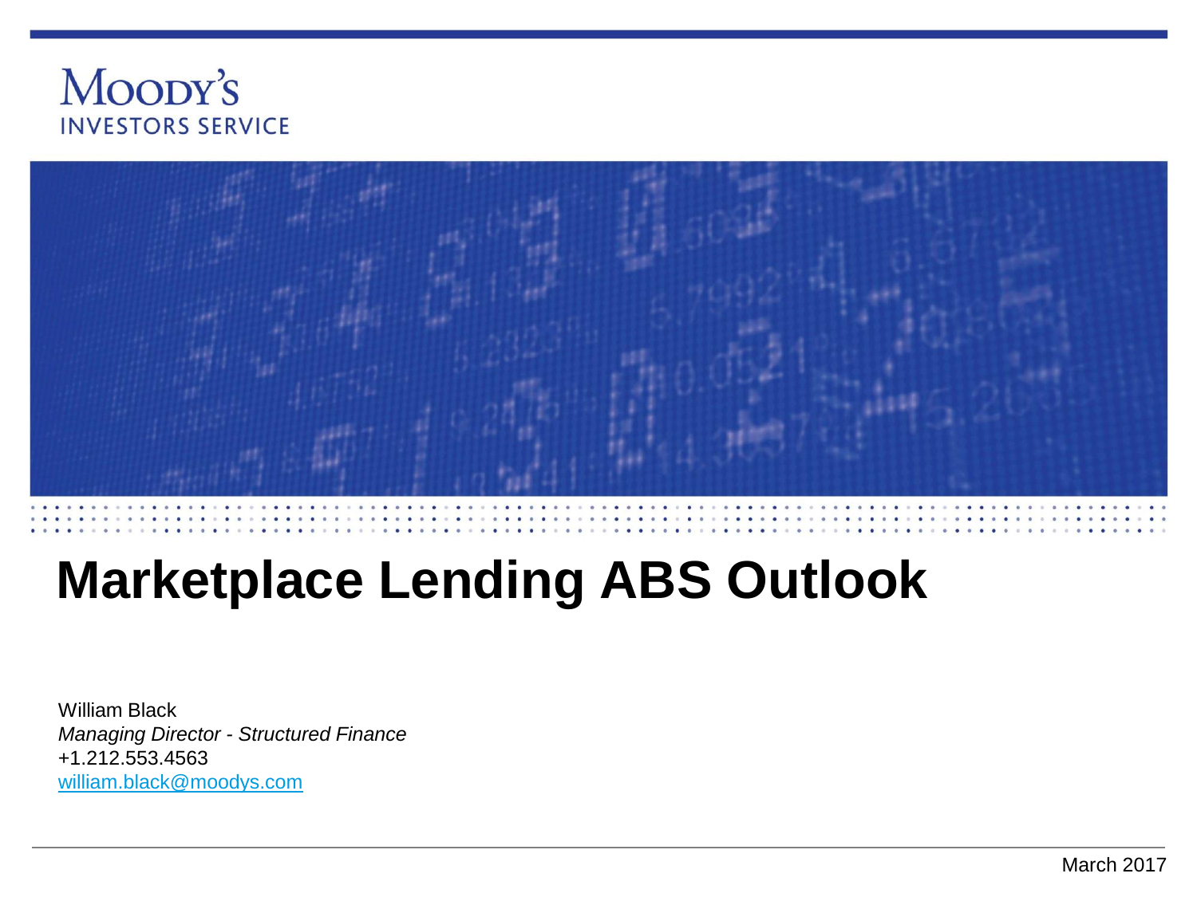Moody's
INVESTORS SERVICE

# Marketplace Lending ABS Outlook

William Black
*Managing Director - Structured Finance*
+1.212.553.4563
william.black@moodys.com

March 2017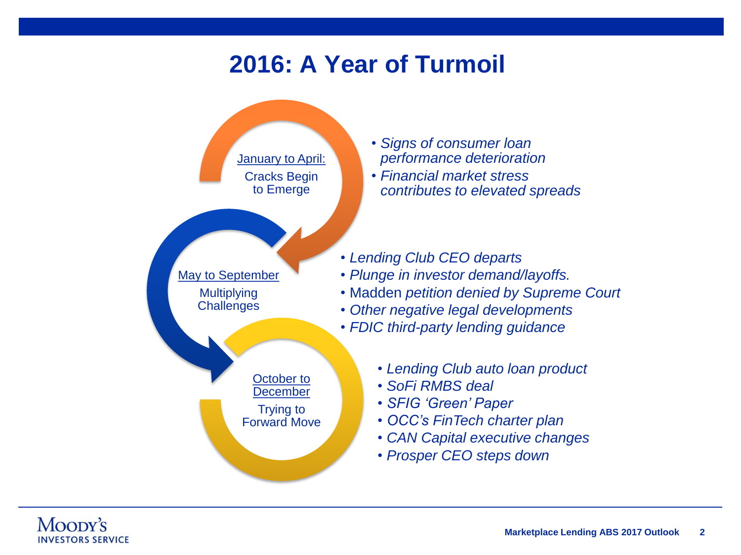# 2016: A Year of Turmoil

## January to April:

Cracks Begin to Emerge

- *Signs of consumer loan performance deterioration*
- *Financial market stress contributes to elevated spreads*

## May to September

Multiplying Challenges

- *Lending Club CEO departs*
- *Plunge in investor demand/layoffs.*
- Madden *petition denied by Supreme Court*
- *Other negative legal developments*
- *FDIC third-party lending guidance*

## October to December

Trying to Forward Move

- *Lending Club auto loan product*
- *SoFi RMBS deal*
- *SFIG 'Green' Paper*
- *OCC's FinTech charter plan*
- *CAN Capital executive changes*
- *Prosper CEO steps down*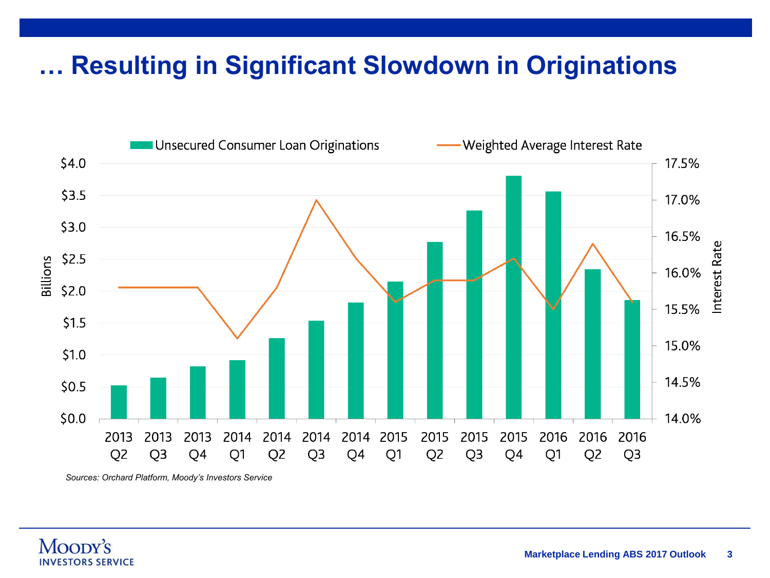# … Resulting in Significant Slowdown in Originations

Unsecured Consumer Loan Originations | Weighted Average Interest Rate

Billions: $4.0, $3.5, $3.0, $2.5, $2.0, $1.5, $1.0, $0.5, $0.0

Interest Rate: 17.5%, 17.0%, 16.5%, 16.0%, 15.5%, 15.0%, 14.5%, 14.0%

2013 Q2, 2013 Q3, 2013 Q4, 2014 Q1, 2014 Q2, 2014 Q3, 2014 Q4, 2015 Q1, 2015 Q2, 2015 Q3, 2015 Q4, 2016 Q1, 2016 Q2, 2016 Q3

*Sources: Orchard Platform, Moody's Investors Service*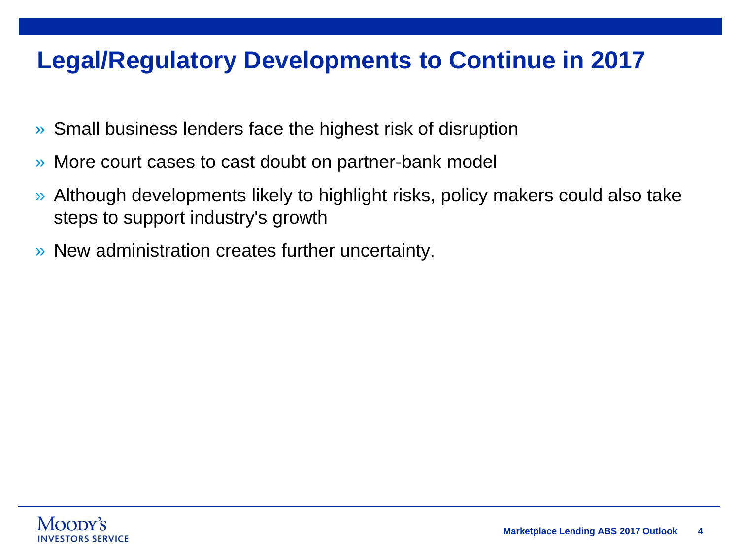# Legal/Regulatory Developments to Continue in 2017

- Small business lenders face the highest risk of disruption
- More court cases to cast doubt on partner-bank model
- Although developments likely to highlight risks, policy makers could also take steps to support industry's growth
- New administration creates further uncertainty.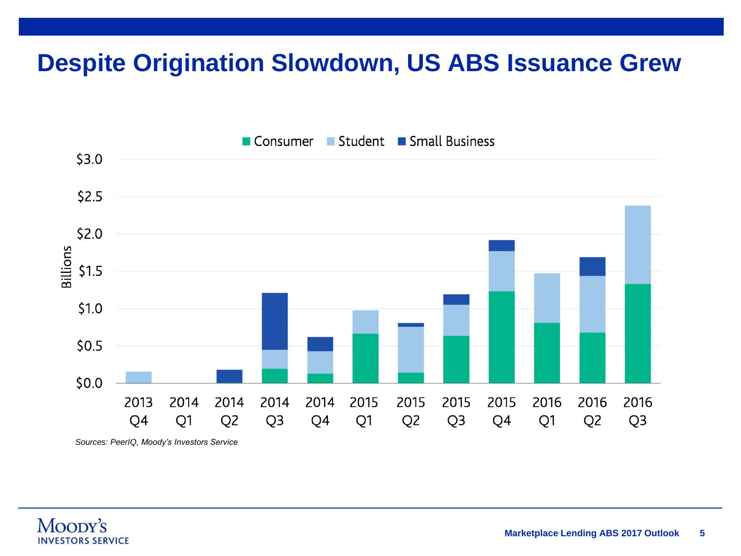# Despite Origination Slowdown, US ABS Issuance Grew

Consumer | Student | Small Business

Billions

$3.0
$2.5
$2.0
$1.5
$1.0
$0.5
$0.0

2013 Q4 | 2014 Q1 | 2014 Q2 | 2014 Q3 | 2014 Q4 | 2015 Q1 | 2015 Q2 | 2015 Q3 | 2015 Q4 | 2016 Q1 | 2016 Q2 | 2016 Q3

*Sources: PeerIQ, Moody's Investors Service*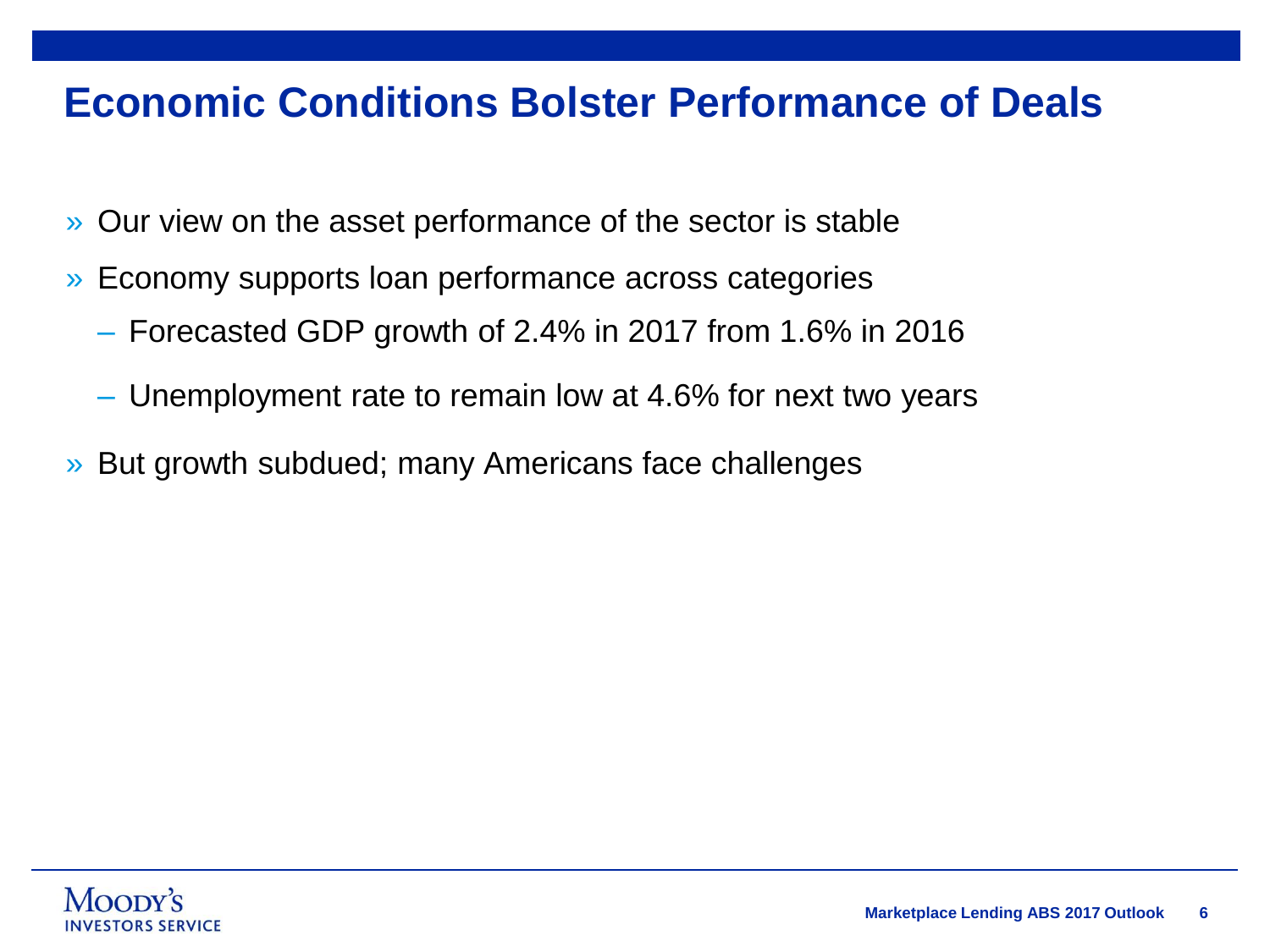# Economic Conditions Bolster Performance of Deals

- Our view on the asset performance of the sector is stable
- Economy supports loan performance across categories
  - Forecasted GDP growth of 2.4% in 2017 from 1.6% in 2016
  - Unemployment rate to remain low at 4.6% for next two years
- But growth subdued; many Americans face challenges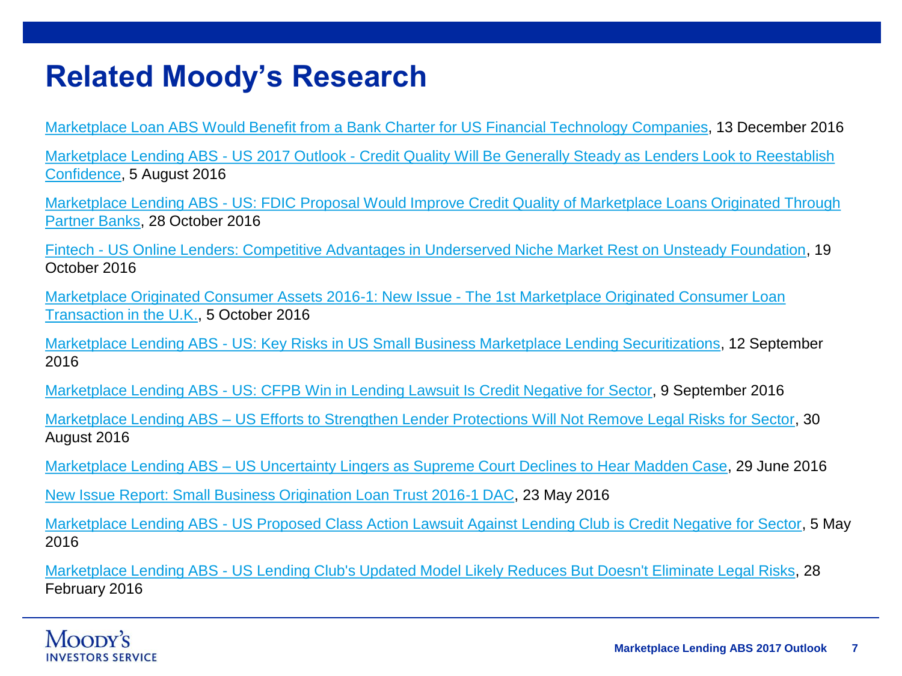# Related Moody's Research

Marketplace Loan ABS Would Benefit from a Bank Charter for US Financial Technology Companies, 13 December 2016

Marketplace Lending ABS - US 2017 Outlook - Credit Quality Will Be Generally Steady as Lenders Look to Reestablish Confidence, 5 August 2016

Marketplace Lending ABS - US: FDIC Proposal Would Improve Credit Quality of Marketplace Loans Originated Through Partner Banks, 28 October 2016

Fintech - US Online Lenders: Competitive Advantages in Underserved Niche Market Rest on Unsteady Foundation, 19 October 2016

Marketplace Originated Consumer Assets 2016-1: New Issue - The 1st Marketplace Originated Consumer Loan Transaction in the U.K., 5 October 2016

Marketplace Lending ABS - US: Key Risks in US Small Business Marketplace Lending Securitizations, 12 September 2016

Marketplace Lending ABS - US: CFPB Win in Lending Lawsuit Is Credit Negative for Sector, 9 September 2016

Marketplace Lending ABS – US Efforts to Strengthen Lender Protections Will Not Remove Legal Risks for Sector, 30 August 2016

Marketplace Lending ABS – US Uncertainty Lingers as Supreme Court Declines to Hear Madden Case, 29 June 2016

New Issue Report: Small Business Origination Loan Trust 2016-1 DAC, 23 May 2016

Marketplace Lending ABS - US Proposed Class Action Lawsuit Against Lending Club is Credit Negative for Sector, 5 May 2016

Marketplace Lending ABS - US Lending Club's Updated Model Likely Reduces But Doesn't Eliminate Legal Risks, 28 February 2016